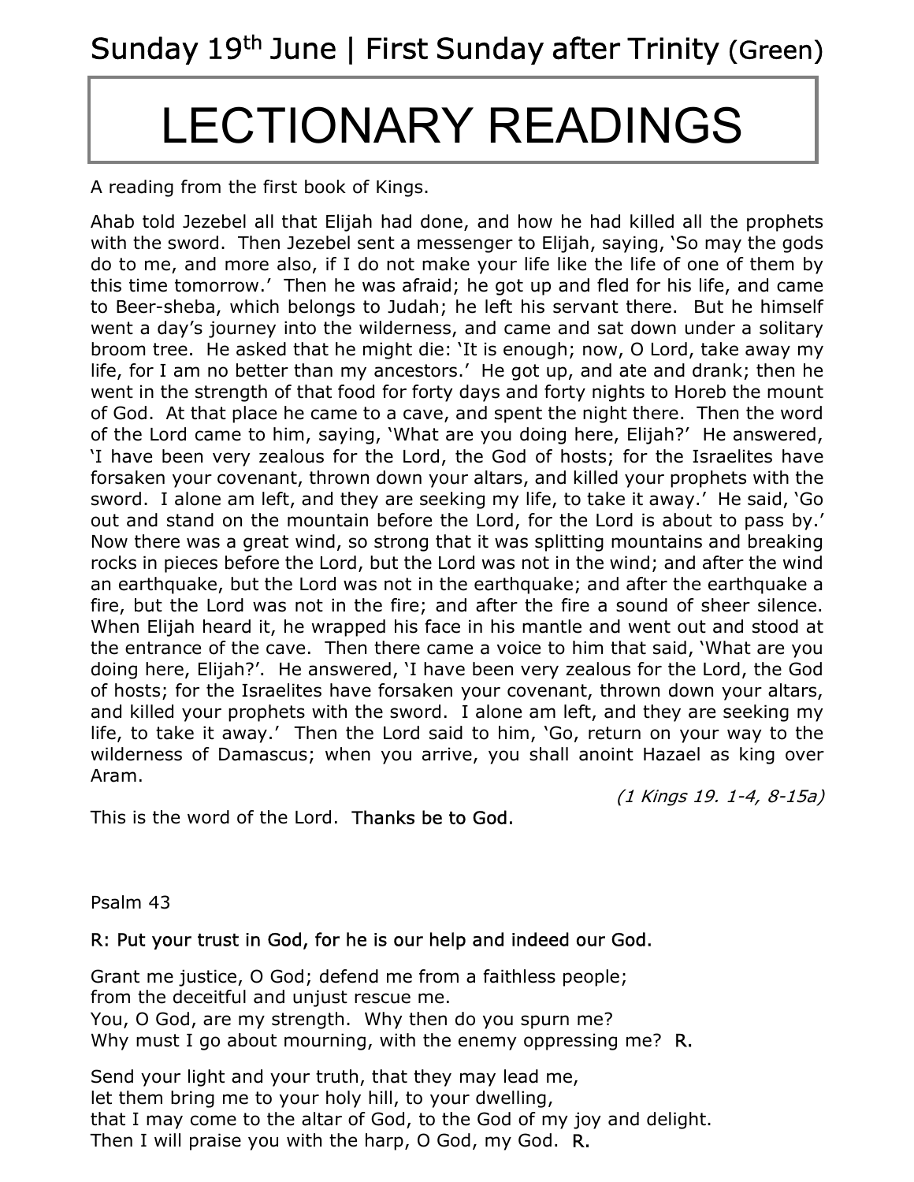Sunday 19th June | First Sunday after Trinity (Green)

# LECTIONARY READINGS

A reading from the first book of Kings.

Ahab told Jezebel all that Elijah had done, and how he had killed all the prophets with the sword. Then Jezebel sent a messenger to Elijah, saying, 'So may the gods do to me, and more also, if I do not make your life like the life of one of them by this time tomorrow.' Then he was afraid; he got up and fled for his life, and came to Beer-sheba, which belongs to Judah; he left his servant there. But he himself went a day's journey into the wilderness, and came and sat down under a solitary broom tree. He asked that he might die: 'It is enough; now, O Lord, take away my life, for I am no better than my ancestors.' He got up, and ate and drank; then he went in the strength of that food for forty days and forty nights to Horeb the mount of God. At that place he came to a cave, and spent the night there. Then the word of the Lord came to him, saying, 'What are you doing here, Elijah?' He answered, 'I have been very zealous for the Lord, the God of hosts; for the Israelites have forsaken your covenant, thrown down your altars, and killed your prophets with the sword. I alone am left, and they are seeking my life, to take it away.' He said, 'Go out and stand on the mountain before the Lord, for the Lord is about to pass by.' Now there was a great wind, so strong that it was splitting mountains and breaking rocks in pieces before the Lord, but the Lord was not in the wind; and after the wind an earthquake, but the Lord was not in the earthquake; and after the earthquake a fire, but the Lord was not in the fire; and after the fire a sound of sheer silence. When Elijah heard it, he wrapped his face in his mantle and went out and stood at the entrance of the cave. Then there came a voice to him that said, 'What are you doing here, Elijah?'. He answered, 'I have been very zealous for the Lord, the God of hosts; for the Israelites have forsaken your covenant, thrown down your altars, and killed your prophets with the sword. I alone am left, and they are seeking my life, to take it away.' Then the Lord said to him, 'Go, return on your way to the wilderness of Damascus; when you arrive, you shall anoint Hazael as king over Aram.

*(1 Kings 19. 1-4, 8-15a)*

This is the word of the Lord. Thanks be to God.

Psalm 43

R: Put your trust in God, for he is our help and indeed our God.

Grant me justice, O God; defend me from a faithless people;
from the deceitful and unjust rescue me.
You, O God, are my strength. Why then do you spurn me?
Why must I go about mourning, with the enemy oppressing me? R.

Send your light and your truth, that they may lead me,
let them bring me to your holy hill, to your dwelling,
that I may come to the altar of God, to the God of my joy and delight.
Then I will praise you with the harp, O God, my God. R.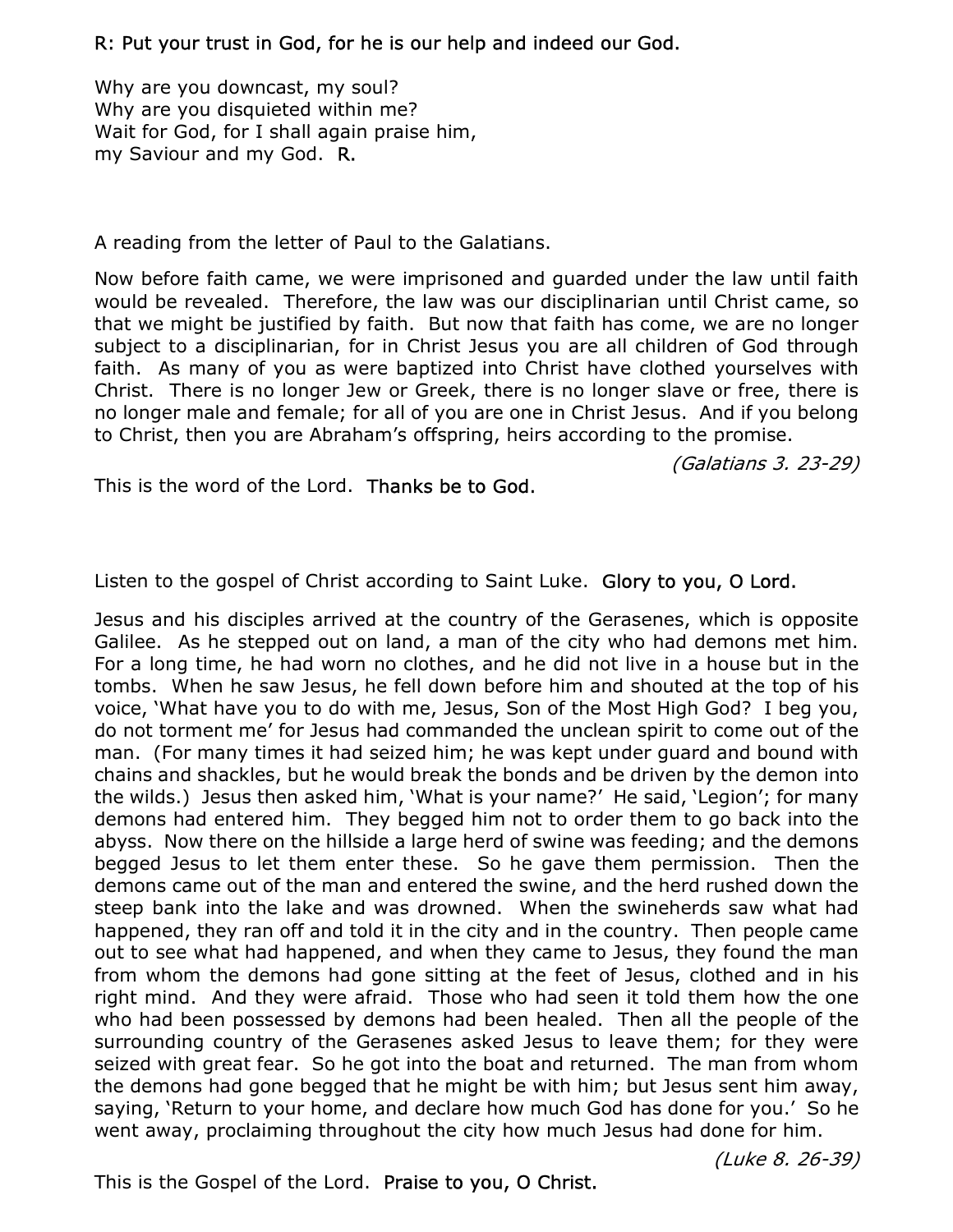R: Put your trust in God, for he is our help and indeed our God.

Why are you downcast, my soul?  
Why are you disquieted within me?  
Wait for God, for I shall again praise him,  
my Saviour and my God.  R.

A reading from the letter of Paul to the Galatians.

Now before faith came, we were imprisoned and guarded under the law until faith would be revealed.  Therefore, the law was our disciplinarian until Christ came, so that we might be justified by faith.  But now that faith has come, we are no longer subject to a disciplinarian, for in Christ Jesus you are all children of God through faith.  As many of you as were baptized into Christ have clothed yourselves with Christ.  There is no longer Jew or Greek, there is no longer slave or free, there is no longer male and female; for all of you are one in Christ Jesus.  And if you belong to Christ, then you are Abraham's offspring, heirs according to the promise.

*(Galatians 3. 23-29)*

This is the word of the Lord.  Thanks be to God.

Listen to the gospel of Christ according to Saint Luke.  Glory to you, O Lord.

Jesus and his disciples arrived at the country of the Gerasenes, which is opposite Galilee.  As he stepped out on land, a man of the city who had demons met him.  For a long time, he had worn no clothes, and he did not live in a house but in the tombs.  When he saw Jesus, he fell down before him and shouted at the top of his voice, 'What have you to do with me, Jesus, Son of the Most High God?  I beg you, do not torment me' for Jesus had commanded the unclean spirit to come out of the man.  (For many times it had seized him; he was kept under guard and bound with chains and shackles, but he would break the bonds and be driven by the demon into the wilds.)  Jesus then asked him, 'What is your name?'  He said, 'Legion'; for many demons had entered him.  They begged him not to order them to go back into the abyss.  Now there on the hillside a large herd of swine was feeding; and the demons begged Jesus to let them enter these.  So he gave them permission.  Then the demons came out of the man and entered the swine, and the herd rushed down the steep bank into the lake and was drowned.  When the swineherds saw what had happened, they ran off and told it in the city and in the country.  Then people came out to see what had happened, and when they came to Jesus, they found the man from whom the demons had gone sitting at the feet of Jesus, clothed and in his right mind.  And they were afraid.  Those who had seen it told them how the one who had been possessed by demons had been healed.  Then all the people of the surrounding country of the Gerasenes asked Jesus to leave them; for they were seized with great fear.  So he got into the boat and returned.  The man from whom the demons had gone begged that he might be with him; but Jesus sent him away, saying, 'Return to your home, and declare how much God has done for you.'  So he went away, proclaiming throughout the city how much Jesus had done for him.

*(Luke 8. 26-39)*

This is the Gospel of the Lord.  Praise to you, O Christ.